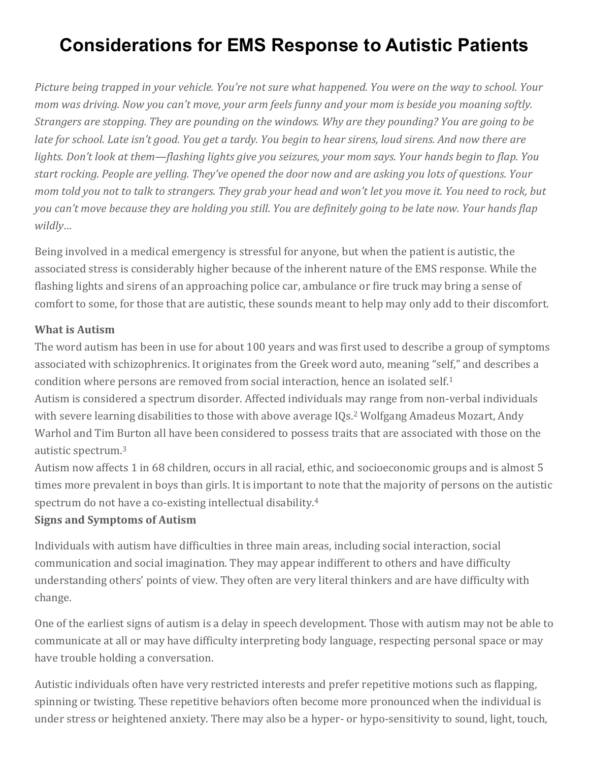# Considerations for EMS Response to Autistic Patients

*Picture being trapped in your vehicle. You're not sure what happened. You were on the way to school. Your mom was driving. Now you can't move, your arm feels funny and your mom is beside you moaning softly. Strangers are stopping. They are pounding on the windows. Why are they pounding? You are going to be late for school. Late isn't good. You get a tardy. You begin to hear sirens, loud sirens. And now there are lights. Don't look at them—flashing lights give you seizures, your mom says. Your hands begin to flap. You start rocking. People are yelling. They've opened the door now and are asking you lots of questions. Your mom told you not to talk to strangers. They grab your head and won't let you move it. You need to rock, but you can't move because they are holding you still. You are definitely going to be late now. Your hands flap wildly…*

Being involved in a medical emergency is stressful for anyone, but when the patient is autistic, the associated stress is considerably higher because of the inherent nature of the EMS response. While the flashing lights and sirens of an approaching police car, ambulance or fire truck may bring a sense of comfort to some, for those that are autistic, these sounds meant to help may only add to their discomfort.

**What is Autism**

The word autism has been in use for about 100 years and was first used to describe a group of symptoms associated with schizophrenics. It originates from the Greek word auto, meaning "self," and describes a condition where persons are removed from social interaction, hence an isolated self.[1]

Autism is considered a spectrum disorder. Affected individuals may range from non-verbal individuals with severe learning disabilities to those with above average IQs.[2] Wolfgang Amadeus Mozart, Andy Warhol and Tim Burton all have been considered to possess traits that are associated with those on the autistic spectrum.[3]

Autism now affects 1 in 68 children, occurs in all racial, ethic, and socioeconomic groups and is almost 5 times more prevalent in boys than girls. It is important to note that the majority of persons on the autistic spectrum do not have a co-existing intellectual disability.[4]

**Signs and Symptoms of Autism**

Individuals with autism have difficulties in three main areas, including social interaction, social communication and social imagination. They may appear indifferent to others and have difficulty understanding others' points of view. They often are very literal thinkers and are have difficulty with change.

One of the earliest signs of autism is a delay in speech development. Those with autism may not be able to communicate at all or may have difficulty interpreting body language, respecting personal space or may have trouble holding a conversation.

Autistic individuals often have very restricted interests and prefer repetitive motions such as flapping, spinning or twisting. These repetitive behaviors often become more pronounced when the individual is under stress or heightened anxiety. There may also be a hyper- or hypo-sensitivity to sound, light, touch,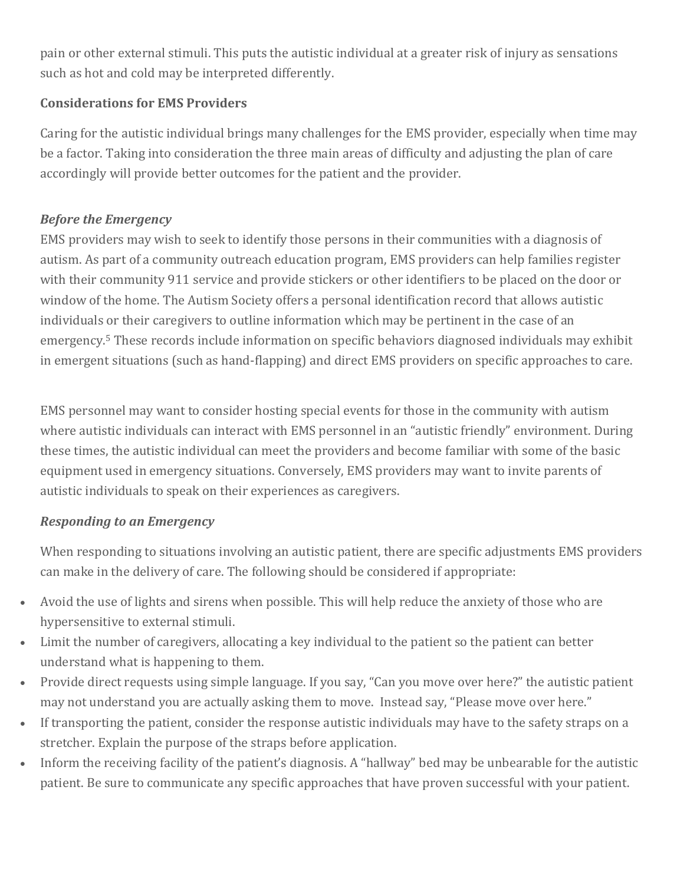pain or other external stimuli. This puts the autistic individual at a greater risk of injury as sensations such as hot and cold may be interpreted differently.

**Considerations for EMS Providers**

Caring for the autistic individual brings many challenges for the EMS provider, especially when time may be a factor. Taking into consideration the three main areas of difficulty and adjusting the plan of care accordingly will provide better outcomes for the patient and the provider.

***Before the Emergency***

EMS providers may wish to seek to identify those persons in their communities with a diagnosis of autism. As part of a community outreach education program, EMS providers can help families register with their community 911 service and provide stickers or other identifiers to be placed on the door or window of the home. The Autism Society offers a personal identification record that allows autistic individuals or their caregivers to outline information which may be pertinent in the case of an emergency.[5] These records include information on specific behaviors diagnosed individuals may exhibit in emergent situations (such as hand-flapping) and direct EMS providers on specific approaches to care.

EMS personnel may want to consider hosting special events for those in the community with autism where autistic individuals can interact with EMS personnel in an "autistic friendly" environment. During these times, the autistic individual can meet the providers and become familiar with some of the basic equipment used in emergency situations. Conversely, EMS providers may want to invite parents of autistic individuals to speak on their experiences as caregivers.

***Responding to an Emergency***

When responding to situations involving an autistic patient, there are specific adjustments EMS providers can make in the delivery of care. The following should be considered if appropriate:

- Avoid the use of lights and sirens when possible. This will help reduce the anxiety of those who are hypersensitive to external stimuli.
- Limit the number of caregivers, allocating a key individual to the patient so the patient can better understand what is happening to them.
- Provide direct requests using simple language. If you say, "Can you move over here?" the autistic patient may not understand you are actually asking them to move. Instead say, "Please move over here."
- If transporting the patient, consider the response autistic individuals may have to the safety straps on a stretcher. Explain the purpose of the straps before application.
- Inform the receiving facility of the patient's diagnosis. A "hallway" bed may be unbearable for the autistic patient. Be sure to communicate any specific approaches that have proven successful with your patient.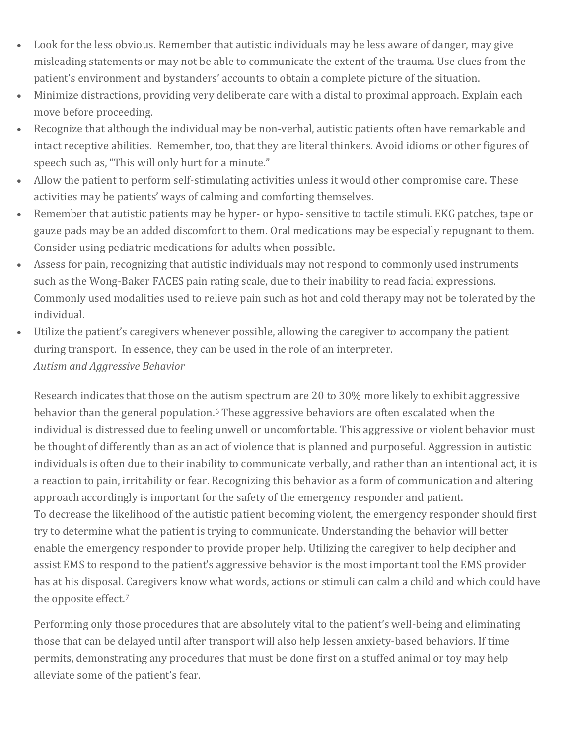- Look for the less obvious. Remember that autistic individuals may be less aware of danger, may give misleading statements or may not be able to communicate the extent of the trauma. Use clues from the patient's environment and bystanders' accounts to obtain a complete picture of the situation.
- Minimize distractions, providing very deliberate care with a distal to proximal approach. Explain each move before proceeding.
- Recognize that although the individual may be non-verbal, autistic patients often have remarkable and intact receptive abilities. Remember, too, that they are literal thinkers. Avoid idioms or other figures of speech such as, "This will only hurt for a minute."
- Allow the patient to perform self-stimulating activities unless it would other compromise care. These activities may be patients' ways of calming and comforting themselves.
- Remember that autistic patients may be hyper- or hypo- sensitive to tactile stimuli. EKG patches, tape or gauze pads may be an added discomfort to them. Oral medications may be especially repugnant to them. Consider using pediatric medications for adults when possible.
- Assess for pain, recognizing that autistic individuals may not respond to commonly used instruments such as the Wong-Baker FACES pain rating scale, due to their inability to read facial expressions. Commonly used modalities used to relieve pain such as hot and cold therapy may not be tolerated by the individual.
- Utilize the patient's caregivers whenever possible, allowing the caregiver to accompany the patient during transport. In essence, they can be used in the role of an interpreter.

*Autism and Aggressive Behavior*

Research indicates that those on the autism spectrum are 20 to 30% more likely to exhibit aggressive behavior than the general population.[6] These aggressive behaviors are often escalated when the individual is distressed due to feeling unwell or uncomfortable. This aggressive or violent behavior must be thought of differently than as an act of violence that is planned and purposeful. Aggression in autistic individuals is often due to their inability to communicate verbally, and rather than an intentional act, it is a reaction to pain, irritability or fear. Recognizing this behavior as a form of communication and altering approach accordingly is important for the safety of the emergency responder and patient.

To decrease the likelihood of the autistic patient becoming violent, the emergency responder should first try to determine what the patient is trying to communicate. Understanding the behavior will better enable the emergency responder to provide proper help. Utilizing the caregiver to help decipher and assist EMS to respond to the patient's aggressive behavior is the most important tool the EMS provider has at his disposal. Caregivers know what words, actions or stimuli can calm a child and which could have the opposite effect.[7]

Performing only those procedures that are absolutely vital to the patient's well-being and eliminating those that can be delayed until after transport will also help lessen anxiety-based behaviors. If time permits, demonstrating any procedures that must be done first on a stuffed animal or toy may help alleviate some of the patient's fear.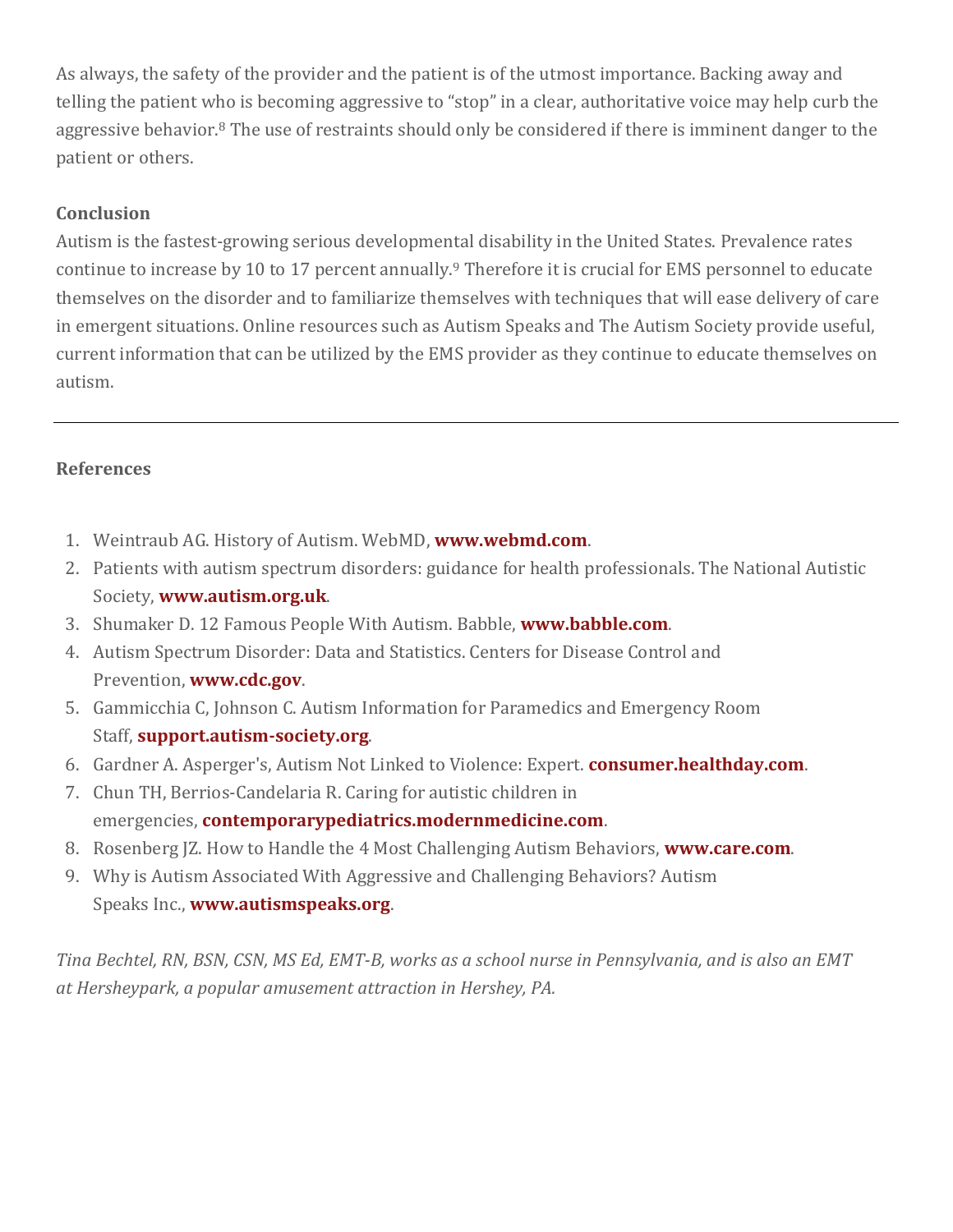As always, the safety of the provider and the patient is of the utmost importance. Backing away and telling the patient who is becoming aggressive to "stop" in a clear, authoritative voice may help curb the aggressive behavior.[8] The use of restraints should only be considered if there is imminent danger to the patient or others.

**Conclusion**

Autism is the fastest-growing serious developmental disability in the United States. Prevalence rates continue to increase by 10 to 17 percent annually.[9] Therefore it is crucial for EMS personnel to educate themselves on the disorder and to familiarize themselves with techniques that will ease delivery of care in emergent situations. Online resources such as Autism Speaks and The Autism Society provide useful, current information that can be utilized by the EMS provider as they continue to educate themselves on autism.

---

**References**

1. Weintraub AG. History of Autism. WebMD, **www.webmd.com**.
2. Patients with autism spectrum disorders: guidance for health professionals. The National Autistic Society, **www.autism.org.uk**.
3. Shumaker D. 12 Famous People With Autism. Babble, **www.babble.com**.
4. Autism Spectrum Disorder: Data and Statistics. Centers for Disease Control and Prevention, **www.cdc.gov**.
5. Gammicchia C, Johnson C. Autism Information for Paramedics and Emergency Room Staff, **support.autism-society.org**.
6. Gardner A. Asperger's, Autism Not Linked to Violence: Expert. **consumer.healthday.com**.
7. Chun TH, Berrios-Candelaria R. Caring for autistic children in emergencies, **contemporarypediatrics.modernmedicine.com**.
8. Rosenberg JZ. How to Handle the 4 Most Challenging Autism Behaviors, **www.care.com**.
9. Why is Autism Associated With Aggressive and Challenging Behaviors? Autism Speaks Inc., **www.autismspeaks.org**.

*Tina Bechtel, RN, BSN, CSN, MS Ed, EMT-B, works as a school nurse in Pennsylvania, and is also an EMT at Hersheypark, a popular amusement attraction in Hershey, PA.*